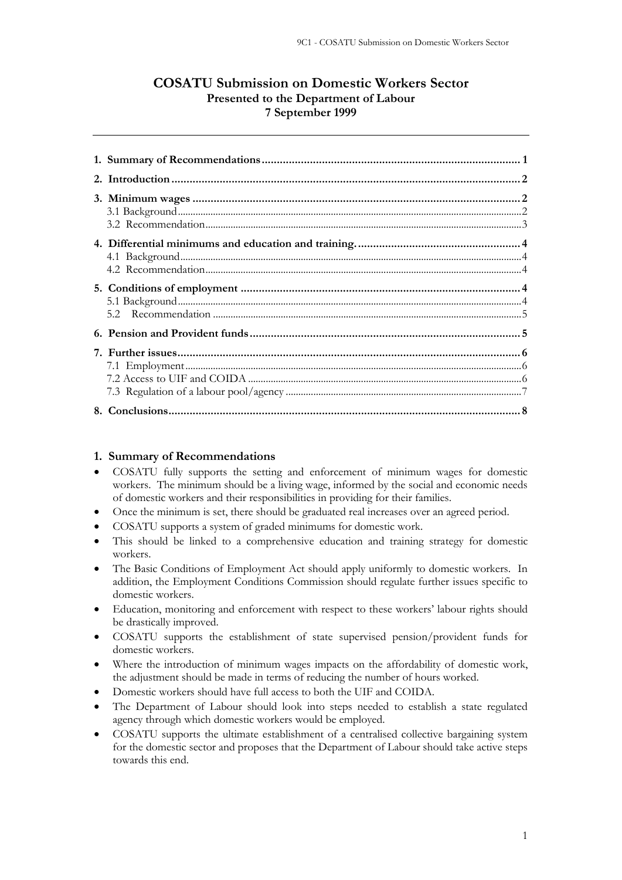# COSATU Submission on Domestic Workers Sector

**Presented to the Department of Labour**
**7 September 1999**

---

| | |
|---|---|
| **1. Summary of Recommendations** | **1** |
| **2. Introduction** | **2** |
| **3. Minimum wages** | **2** |
| 3.1 Background | 2 |
| 3.2 Recommendation | 3 |
| **4. Differential minimums and education and training.** | **4** |
| 4.1 Background | 4 |
| 4.2 Recommendation | 4 |
| **5. Conditions of employment** | **4** |
| 5.1 Background | 4 |
| 5.2 Recommendation | 5 |
| **6. Pension and Provident funds** | **5** |
| **7. Further issues** | **6** |
| 7.1 Employment | 6 |
| 7.2 Access to UIF and COIDA | 6 |
| 7.3 Regulation of a labour pool/agency | 7 |
| **8. Conclusions** | **8** |

## 1. Summary of Recommendations

- COSATU fully supports the setting and enforcement of minimum wages for domestic workers. The minimum should be a living wage, informed by the social and economic needs of domestic workers and their responsibilities in providing for their families.
- Once the minimum is set, there should be graduated real increases over an agreed period.
- COSATU supports a system of graded minimums for domestic work.
- This should be linked to a comprehensive education and training strategy for domestic workers.
- The Basic Conditions of Employment Act should apply uniformly to domestic workers. In addition, the Employment Conditions Commission should regulate further issues specific to domestic workers.
- Education, monitoring and enforcement with respect to these workers' labour rights should be drastically improved.
- COSATU supports the establishment of state supervised pension/provident funds for domestic workers.
- Where the introduction of minimum wages impacts on the affordability of domestic work, the adjustment should be made in terms of reducing the number of hours worked.
- Domestic workers should have full access to both the UIF and COIDA.
- The Department of Labour should look into steps needed to establish a state regulated agency through which domestic workers would be employed.
- COSATU supports the ultimate establishment of a centralised collective bargaining system for the domestic sector and proposes that the Department of Labour should take active steps towards this end.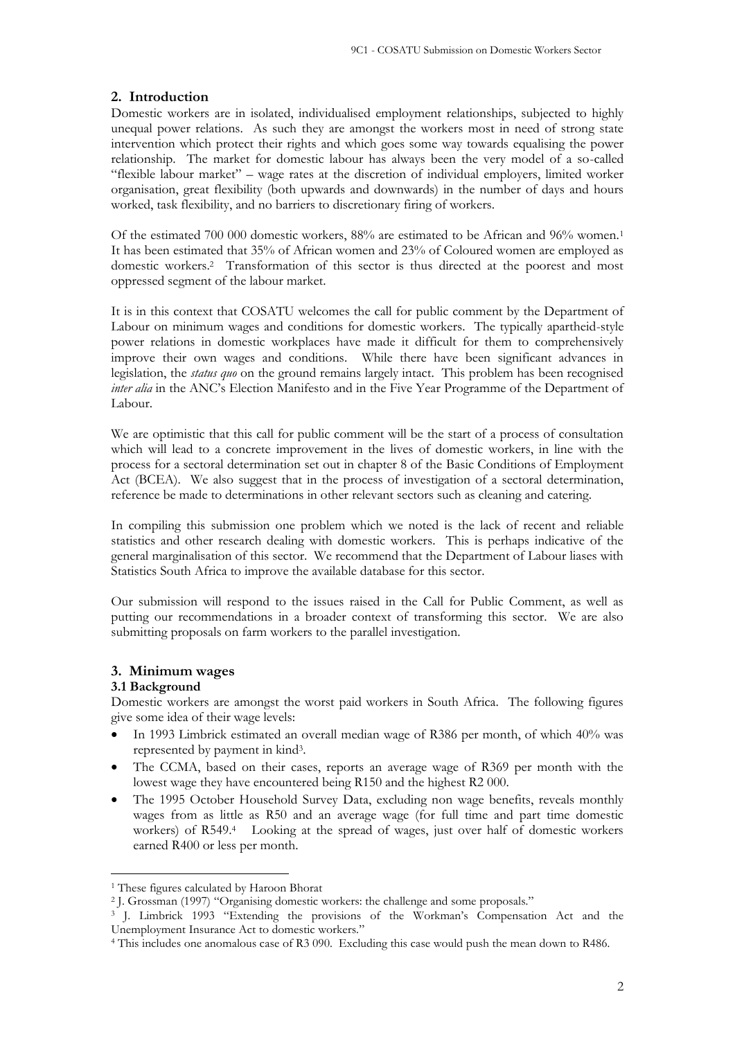## 2. Introduction

Domestic workers are in isolated, individualised employment relationships, subjected to highly unequal power relations. As such they are amongst the workers most in need of strong state intervention which protect their rights and which goes some way towards equalising the power relationship. The market for domestic labour has always been the very model of a so-called "flexible labour market" – wage rates at the discretion of individual employers, limited worker organisation, great flexibility (both upwards and downwards) in the number of days and hours worked, task flexibility, and no barriers to discretionary firing of workers.

Of the estimated 700 000 domestic workers, 88% are estimated to be African and 96% women.[1] It has been estimated that 35% of African women and 23% of Coloured women are employed as domestic workers.[2] Transformation of this sector is thus directed at the poorest and most oppressed segment of the labour market.

It is in this context that COSATU welcomes the call for public comment by the Department of Labour on minimum wages and conditions for domestic workers. The typically apartheid-style power relations in domestic workplaces have made it difficult for them to comprehensively improve their own wages and conditions. While there have been significant advances in legislation, the *status quo* on the ground remains largely intact. This problem has been recognised *inter alia* in the ANC's Election Manifesto and in the Five Year Programme of the Department of Labour.

We are optimistic that this call for public comment will be the start of a process of consultation which will lead to a concrete improvement in the lives of domestic workers, in line with the process for a sectoral determination set out in chapter 8 of the Basic Conditions of Employment Act (BCEA). We also suggest that in the process of investigation of a sectoral determination, reference be made to determinations in other relevant sectors such as cleaning and catering.

In compiling this submission one problem which we noted is the lack of recent and reliable statistics and other research dealing with domestic workers. This is perhaps indicative of the general marginalisation of this sector. We recommend that the Department of Labour liases with Statistics South Africa to improve the available database for this sector.

Our submission will respond to the issues raised in the Call for Public Comment, as well as putting our recommendations in a broader context of transforming this sector. We are also submitting proposals on farm workers to the parallel investigation.

## 3. Minimum wages

### 3.1 Background

Domestic workers are amongst the worst paid workers in South Africa. The following figures give some idea of their wage levels:

- In 1993 Limbrick estimated an overall median wage of R386 per month, of which 40% was represented by payment in kind[3].
- The CCMA, based on their cases, reports an average wage of R369 per month with the lowest wage they have encountered being R150 and the highest R2 000.
- The 1995 October Household Survey Data, excluding non wage benefits, reveals monthly wages from as little as R50 and an average wage (for full time and part time domestic workers) of R549.[4] Looking at the spread of wages, just over half of domestic workers earned R400 or less per month.

---

[1] These figures calculated by Haroon Bhorat

[2] J. Grossman (1997) "Organising domestic workers: the challenge and some proposals."

[3] J. Limbrick 1993 "Extending the provisions of the Workman's Compensation Act and the Unemployment Insurance Act to domestic workers."

[4] This includes one anomalous case of R3 090. Excluding this case would push the mean down to R486.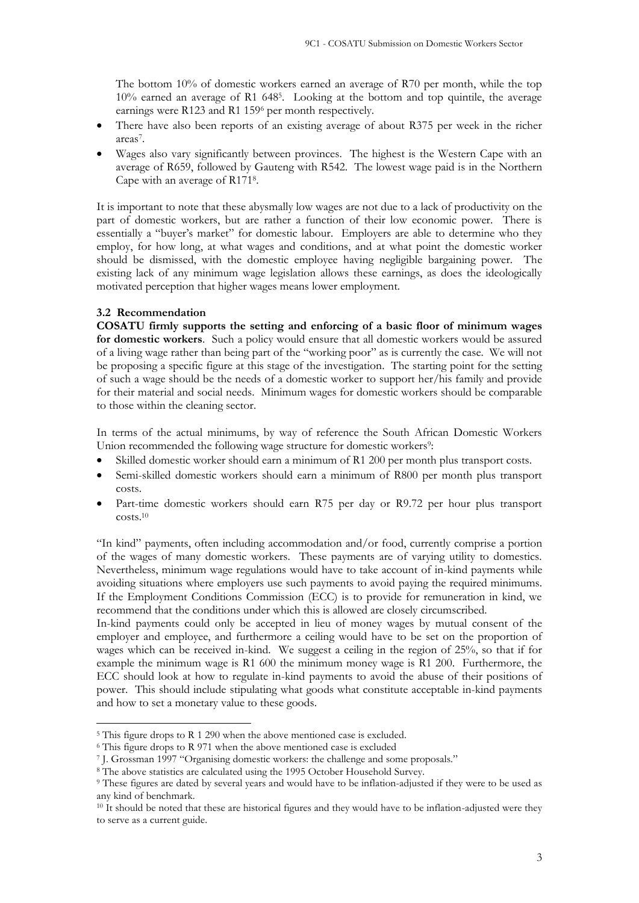The bottom 10% of domestic workers earned an average of R70 per month, while the top 10% earned an average of R1 648[5]. Looking at the bottom and top quintile, the average earnings were R123 and R1 159[6] per month respectively.

- There have also been reports of an existing average of about R375 per week in the richer areas[7].
- Wages also vary significantly between provinces. The highest is the Western Cape with an average of R659, followed by Gauteng with R542. The lowest wage paid is in the Northern Cape with an average of R171[8].

It is important to note that these abysmally low wages are not due to a lack of productivity on the part of domestic workers, but are rather a function of their low economic power. There is essentially a "buyer's market" for domestic labour. Employers are able to determine who they employ, for how long, at what wages and conditions, and at what point the domestic worker should be dismissed, with the domestic employee having negligible bargaining power. The existing lack of any minimum wage legislation allows these earnings, as does the ideologically motivated perception that higher wages means lower employment.

### 3.2 Recommendation

**COSATU firmly supports the setting and enforcing of a basic floor of minimum wages for domestic workers**. Such a policy would ensure that all domestic workers would be assured of a living wage rather than being part of the "working poor" as is currently the case. We will not be proposing a specific figure at this stage of the investigation. The starting point for the setting of such a wage should be the needs of a domestic worker to support her/his family and provide for their material and social needs. Minimum wages for domestic workers should be comparable to those within the cleaning sector.

In terms of the actual minimums, by way of reference the South African Domestic Workers Union recommended the following wage structure for domestic workers[9]:

- Skilled domestic worker should earn a minimum of R1 200 per month plus transport costs.
- Semi-skilled domestic workers should earn a minimum of R800 per month plus transport costs.
- Part-time domestic workers should earn R75 per day or R9.72 per hour plus transport costs.[10]

"In kind" payments, often including accommodation and/or food, currently comprise a portion of the wages of many domestic workers. These payments are of varying utility to domestics. Nevertheless, minimum wage regulations would have to take account of in-kind payments while avoiding situations where employers use such payments to avoid paying the required minimums. If the Employment Conditions Commission (ECC) is to provide for remuneration in kind, we recommend that the conditions under which this is allowed are closely circumscribed.

In-kind payments could only be accepted in lieu of money wages by mutual consent of the employer and employee, and furthermore a ceiling would have to be set on the proportion of wages which can be received in-kind. We suggest a ceiling in the region of 25%, so that if for example the minimum wage is R1 600 the minimum money wage is R1 200. Furthermore, the ECC should look at how to regulate in-kind payments to avoid the abuse of their positions of power. This should include stipulating what goods what constitute acceptable in-kind payments and how to set a monetary value to these goods.

---

[5] This figure drops to R 1 290 when the above mentioned case is excluded.

[6] This figure drops to R 971 when the above mentioned case is excluded

[7] J. Grossman 1997 "Organising domestic workers: the challenge and some proposals."

[8] The above statistics are calculated using the 1995 October Household Survey.

[9] These figures are dated by several years and would have to be inflation-adjusted if they were to be used as any kind of benchmark.

[10] It should be noted that these are historical figures and they would have to be inflation-adjusted were they to serve as a current guide.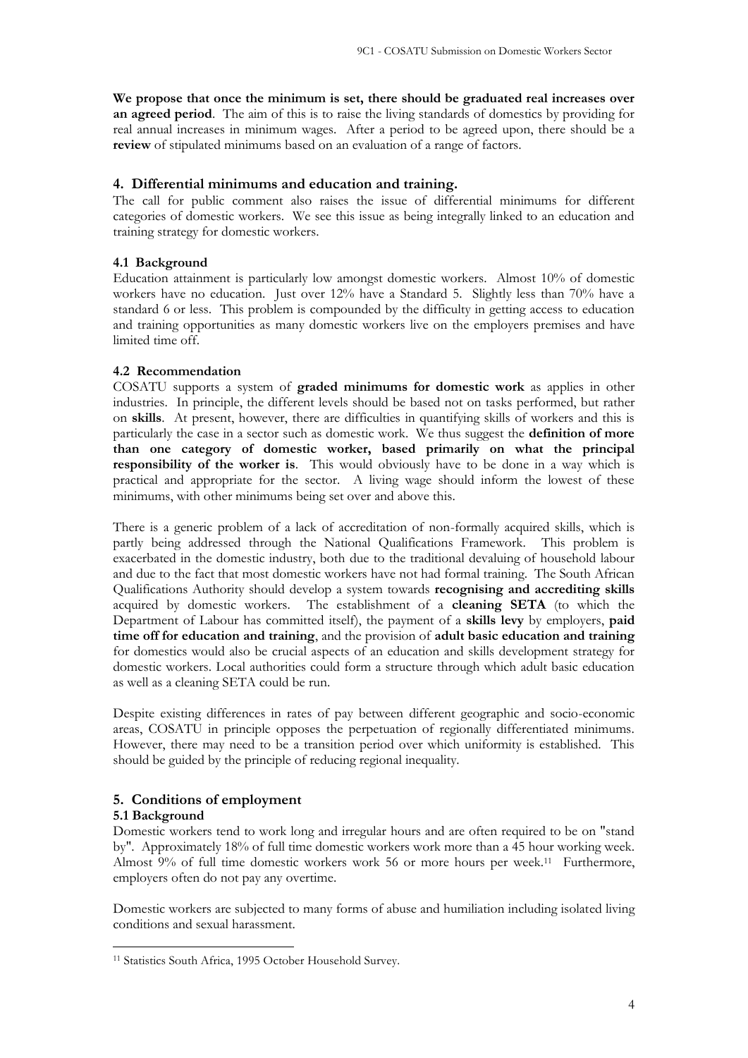**We propose that once the minimum is set, there should be graduated real increases over an agreed period**. The aim of this is to raise the living standards of domestics by providing for real annual increases in minimum wages. After a period to be agreed upon, there should be a **review** of stipulated minimums based on an evaluation of a range of factors.

## 4. Differential minimums and education and training.

The call for public comment also raises the issue of differential minimums for different categories of domestic workers. We see this issue as being integrally linked to an education and training strategy for domestic workers.

### 4.1 Background

Education attainment is particularly low amongst domestic workers. Almost 10% of domestic workers have no education. Just over 12% have a Standard 5. Slightly less than 70% have a standard 6 or less. This problem is compounded by the difficulty in getting access to education and training opportunities as many domestic workers live on the employers premises and have limited time off.

### 4.2 Recommendation

COSATU supports a system of **graded minimums for domestic work** as applies in other industries. In principle, the different levels should be based not on tasks performed, but rather on **skills**. At present, however, there are difficulties in quantifying skills of workers and this is particularly the case in a sector such as domestic work. We thus suggest the **definition of more than one category of domestic worker, based primarily on what the principal responsibility of the worker is**. This would obviously have to be done in a way which is practical and appropriate for the sector. A living wage should inform the lowest of these minimums, with other minimums being set over and above this.

There is a generic problem of a lack of accreditation of non-formally acquired skills, which is partly being addressed through the National Qualifications Framework. This problem is exacerbated in the domestic industry, both due to the traditional devaluing of household labour and due to the fact that most domestic workers have not had formal training. The South African Qualifications Authority should develop a system towards **recognising and accrediting skills** acquired by domestic workers. The establishment of a **cleaning SETA** (to which the Department of Labour has committed itself), the payment of a **skills levy** by employers, **paid time off for education and training**, and the provision of **adult basic education and training** for domestics would also be crucial aspects of an education and skills development strategy for domestic workers. Local authorities could form a structure through which adult basic education as well as a cleaning SETA could be run.

Despite existing differences in rates of pay between different geographic and socio-economic areas, COSATU in principle opposes the perpetuation of regionally differentiated minimums. However, there may need to be a transition period over which uniformity is established. This should be guided by the principle of reducing regional inequality.

## 5. Conditions of employment

### 5.1 Background

Domestic workers tend to work long and irregular hours and are often required to be on "stand by". Approximately 18% of full time domestic workers work more than a 45 hour working week. Almost 9% of full time domestic workers work 56 or more hours per week.[11] Furthermore, employers often do not pay any overtime.

Domestic workers are subjected to many forms of abuse and humiliation including isolated living conditions and sexual harassment.

[11] Statistics South Africa, 1995 October Household Survey.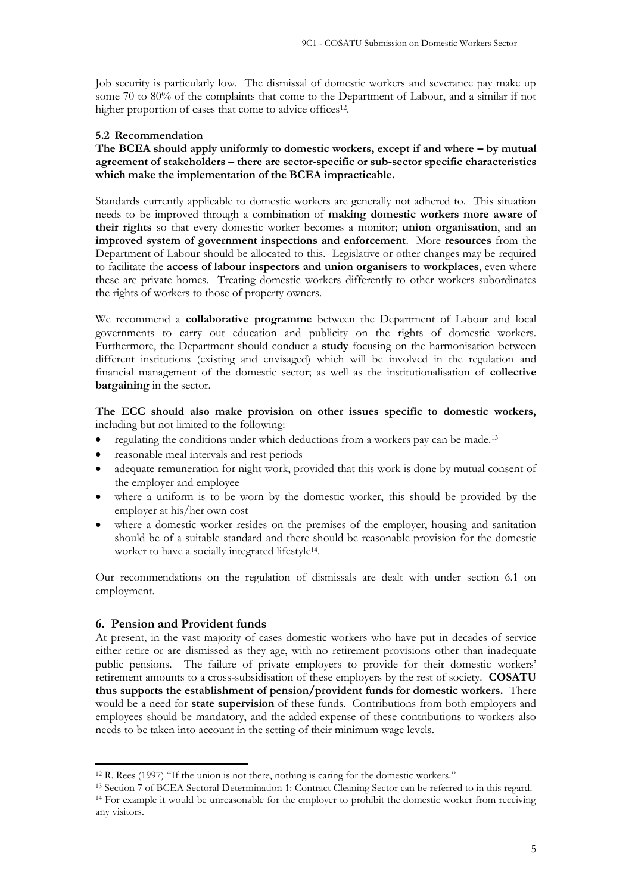Job security is particularly low. The dismissal of domestic workers and severance pay make up some 70 to 80% of the complaints that come to the Department of Labour, and a similar if not higher proportion of cases that come to advice offices[12].

### 5.2 Recommendation

**The BCEA should apply uniformly to domestic workers, except if and where – by mutual agreement of stakeholders – there are sector-specific or sub-sector specific characteristics which make the implementation of the BCEA impracticable.**

Standards currently applicable to domestic workers are generally not adhered to. This situation needs to be improved through a combination of **making domestic workers more aware of their rights** so that every domestic worker becomes a monitor; **union organisation**, and an **improved system of government inspections and enforcement**. More **resources** from the Department of Labour should be allocated to this. Legislative or other changes may be required to facilitate the **access of labour inspectors and union organisers to workplaces**, even where these are private homes. Treating domestic workers differently to other workers subordinates the rights of workers to those of property owners.

We recommend a **collaborative programme** between the Department of Labour and local governments to carry out education and publicity on the rights of domestic workers. Furthermore, the Department should conduct a **study** focusing on the harmonisation between different institutions (existing and envisaged) which will be involved in the regulation and financial management of the domestic sector; as well as the institutionalisation of **collective bargaining** in the sector.

**The ECC should also make provision on other issues specific to domestic workers,** including but not limited to the following:

- regulating the conditions under which deductions from a workers pay can be made.[13]
- reasonable meal intervals and rest periods
- adequate remuneration for night work, provided that this work is done by mutual consent of the employer and employee
- where a uniform is to be worn by the domestic worker, this should be provided by the employer at his/her own cost
- where a domestic worker resides on the premises of the employer, housing and sanitation should be of a suitable standard and there should be reasonable provision for the domestic worker to have a socially integrated lifestyle[14].

Our recommendations on the regulation of dismissals are dealt with under section 6.1 on employment.

## 6. Pension and Provident funds

At present, in the vast majority of cases domestic workers who have put in decades of service either retire or are dismissed as they age, with no retirement provisions other than inadequate public pensions. The failure of private employers to provide for their domestic workers' retirement amounts to a cross-subsidisation of these employers by the rest of society. **COSATU thus supports the establishment of pension/provident funds for domestic workers.** There would be a need for **state supervision** of these funds. Contributions from both employers and employees should be mandatory, and the added expense of these contributions to workers also needs to be taken into account in the setting of their minimum wage levels.

---

[12] R. Rees (1997) "If the union is not there, nothing is caring for the domestic workers."

[13] Section 7 of BCEA Sectoral Determination 1: Contract Cleaning Sector can be referred to in this regard.

[14] For example it would be unreasonable for the employer to prohibit the domestic worker from receiving any visitors.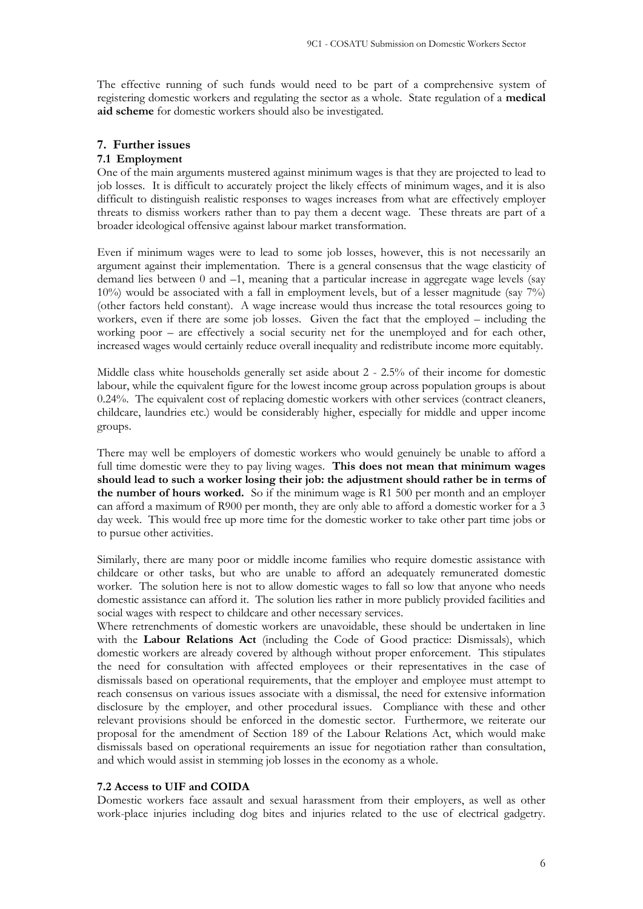The effective running of such funds would need to be part of a comprehensive system of registering domestic workers and regulating the sector as a whole. State regulation of a **medical aid scheme** for domestic workers should also be investigated.

## 7. Further issues

### 7.1 Employment

One of the main arguments mustered against minimum wages is that they are projected to lead to job losses. It is difficult to accurately project the likely effects of minimum wages, and it is also difficult to distinguish realistic responses to wages increases from what are effectively employer threats to dismiss workers rather than to pay them a decent wage. These threats are part of a broader ideological offensive against labour market transformation.

Even if minimum wages were to lead to some job losses, however, this is not necessarily an argument against their implementation. There is a general consensus that the wage elasticity of demand lies between 0 and –1, meaning that a particular increase in aggregate wage levels (say 10%) would be associated with a fall in employment levels, but of a lesser magnitude (say 7%) (other factors held constant). A wage increase would thus increase the total resources going to workers, even if there are some job losses. Given the fact that the employed – including the working poor – are effectively a social security net for the unemployed and for each other, increased wages would certainly reduce overall inequality and redistribute income more equitably.

Middle class white households generally set aside about 2 - 2.5% of their income for domestic labour, while the equivalent figure for the lowest income group across population groups is about 0.24%. The equivalent cost of replacing domestic workers with other services (contract cleaners, childcare, laundries etc.) would be considerably higher, especially for middle and upper income groups.

There may well be employers of domestic workers who would genuinely be unable to afford a full time domestic were they to pay living wages. **This does not mean that minimum wages should lead to such a worker losing their job: the adjustment should rather be in terms of the number of hours worked.** So if the minimum wage is R1 500 per month and an employer can afford a maximum of R900 per month, they are only able to afford a domestic worker for a 3 day week. This would free up more time for the domestic worker to take other part time jobs or to pursue other activities.

Similarly, there are many poor or middle income families who require domestic assistance with childcare or other tasks, but who are unable to afford an adequately remunerated domestic worker. The solution here is not to allow domestic wages to fall so low that anyone who needs domestic assistance can afford it. The solution lies rather in more publicly provided facilities and social wages with respect to childcare and other necessary services.

Where retrenchments of domestic workers are unavoidable, these should be undertaken in line with the **Labour Relations Act** (including the Code of Good practice: Dismissals), which domestic workers are already covered by although without proper enforcement. This stipulates the need for consultation with affected employees or their representatives in the case of dismissals based on operational requirements, that the employer and employee must attempt to reach consensus on various issues associate with a dismissal, the need for extensive information disclosure by the employer, and other procedural issues. Compliance with these and other relevant provisions should be enforced in the domestic sector. Furthermore, we reiterate our proposal for the amendment of Section 189 of the Labour Relations Act, which would make dismissals based on operational requirements an issue for negotiation rather than consultation, and which would assist in stemming job losses in the economy as a whole.

### 7.2 Access to UIF and COIDA

Domestic workers face assault and sexual harassment from their employers, as well as other work-place injuries including dog bites and injuries related to the use of electrical gadgetry.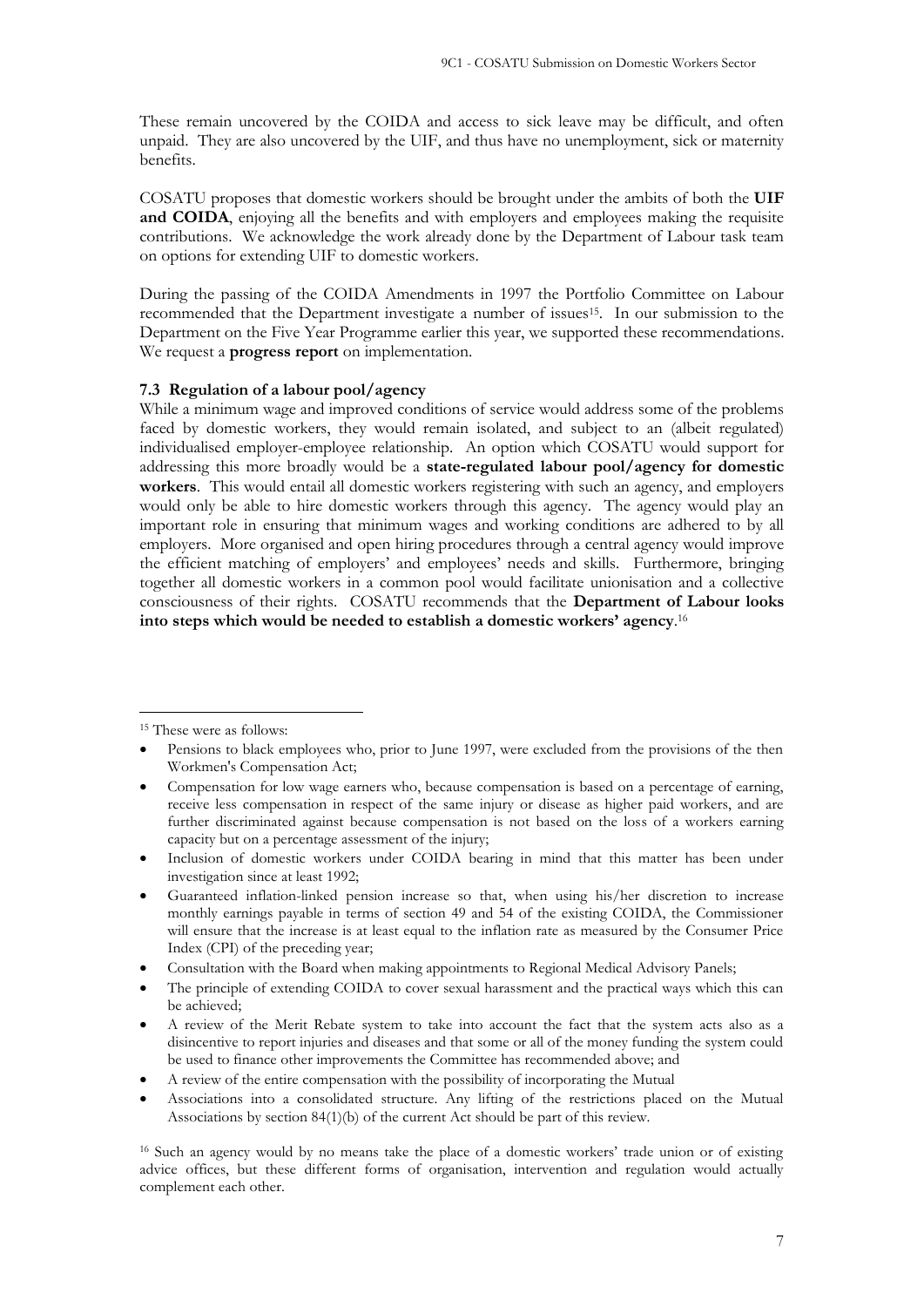These remain uncovered by the COIDA and access to sick leave may be difficult, and often unpaid. They are also uncovered by the UIF, and thus have no unemployment, sick or maternity benefits.

COSATU proposes that domestic workers should be brought under the ambits of both the **UIF and COIDA**, enjoying all the benefits and with employers and employees making the requisite contributions. We acknowledge the work already done by the Department of Labour task team on options for extending UIF to domestic workers.

During the passing of the COIDA Amendments in 1997 the Portfolio Committee on Labour recommended that the Department investigate a number of issues[15]. In our submission to the Department on the Five Year Programme earlier this year, we supported these recommendations. We request a **progress report** on implementation.

### 7.3 Regulation of a labour pool/agency

While a minimum wage and improved conditions of service would address some of the problems faced by domestic workers, they would remain isolated, and subject to an (albeit regulated) individualised employer-employee relationship. An option which COSATU would support for addressing this more broadly would be a **state-regulated labour pool/agency for domestic workers**. This would entail all domestic workers registering with such an agency, and employers would only be able to hire domestic workers through this agency. The agency would play an important role in ensuring that minimum wages and working conditions are adhered to by all employers. More organised and open hiring procedures through a central agency would improve the efficient matching of employers' and employees' needs and skills. Furthermore, bringing together all domestic workers in a common pool would facilitate unionisation and a collective consciousness of their rights. COSATU recommends that the **Department of Labour looks into steps which would be needed to establish a domestic workers' agency**.[16]

---

[15] These were as follows:

- Pensions to black employees who, prior to June 1997, were excluded from the provisions of the then Workmen's Compensation Act;
- Compensation for low wage earners who, because compensation is based on a percentage of earning, receive less compensation in respect of the same injury or disease as higher paid workers, and are further discriminated against because compensation is not based on the loss of a workers earning capacity but on a percentage assessment of the injury;
- Inclusion of domestic workers under COIDA bearing in mind that this matter has been under investigation since at least 1992;
- Guaranteed inflation-linked pension increase so that, when using his/her discretion to increase monthly earnings payable in terms of section 49 and 54 of the existing COIDA, the Commissioner will ensure that the increase is at least equal to the inflation rate as measured by the Consumer Price Index (CPI) of the preceding year;
- Consultation with the Board when making appointments to Regional Medical Advisory Panels;
- The principle of extending COIDA to cover sexual harassment and the practical ways which this can be achieved;
- A review of the Merit Rebate system to take into account the fact that the system acts also as a disincentive to report injuries and diseases and that some or all of the money funding the system could be used to finance other improvements the Committee has recommended above; and
- A review of the entire compensation with the possibility of incorporating the Mutual
- Associations into a consolidated structure. Any lifting of the restrictions placed on the Mutual Associations by section 84(1)(b) of the current Act should be part of this review.

[16] Such an agency would by no means take the place of a domestic workers' trade union or of existing advice offices, but these different forms of organisation, intervention and regulation would actually complement each other.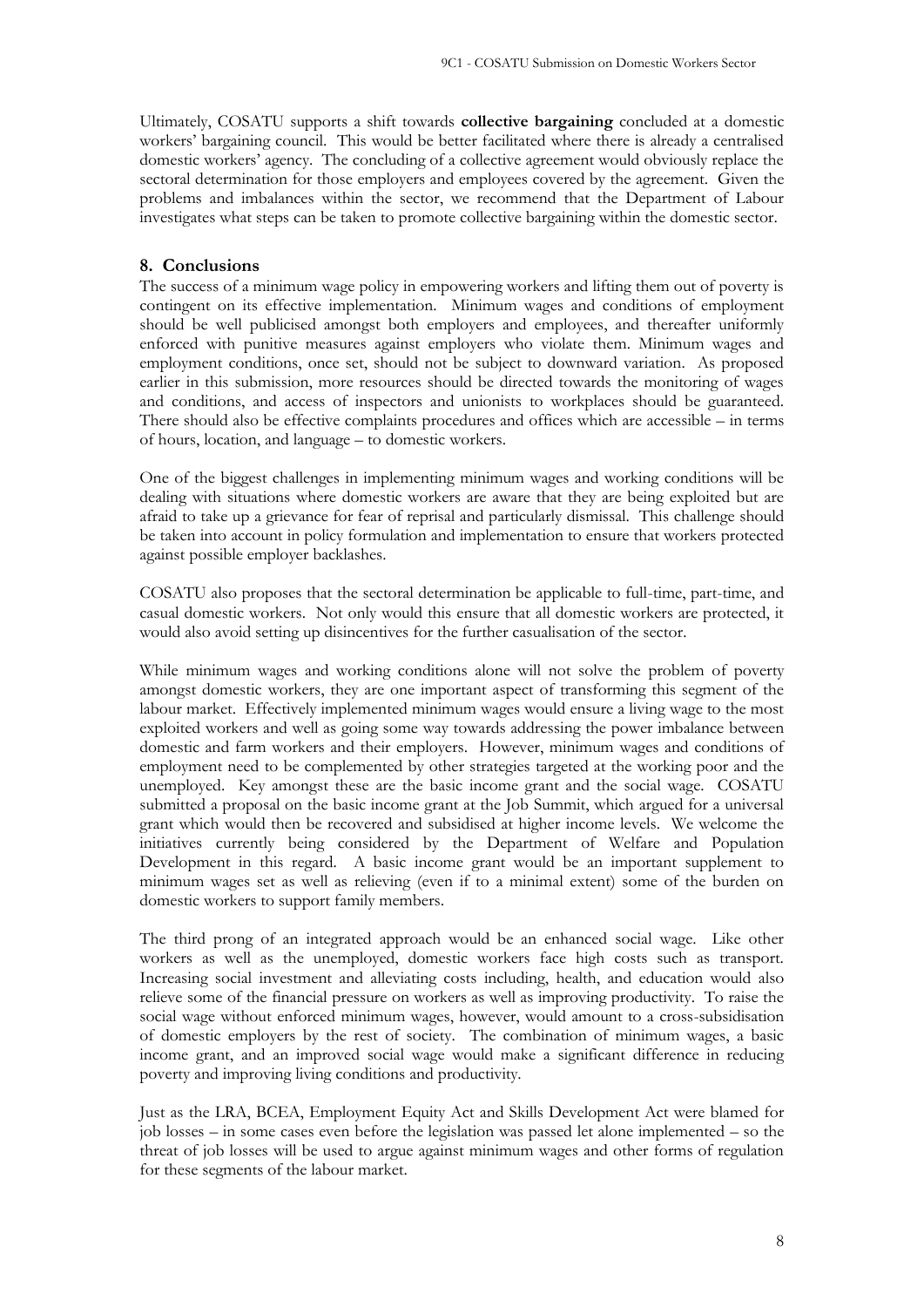Ultimately, COSATU supports a shift towards **collective bargaining** concluded at a domestic workers' bargaining council. This would be better facilitated where there is already a centralised domestic workers' agency. The concluding of a collective agreement would obviously replace the sectoral determination for those employers and employees covered by the agreement. Given the problems and imbalances within the sector, we recommend that the Department of Labour investigates what steps can be taken to promote collective bargaining within the domestic sector.

## 8. Conclusions

The success of a minimum wage policy in empowering workers and lifting them out of poverty is contingent on its effective implementation. Minimum wages and conditions of employment should be well publicised amongst both employers and employees, and thereafter uniformly enforced with punitive measures against employers who violate them. Minimum wages and employment conditions, once set, should not be subject to downward variation. As proposed earlier in this submission, more resources should be directed towards the monitoring of wages and conditions, and access of inspectors and unionists to workplaces should be guaranteed. There should also be effective complaints procedures and offices which are accessible – in terms of hours, location, and language – to domestic workers.

One of the biggest challenges in implementing minimum wages and working conditions will be dealing with situations where domestic workers are aware that they are being exploited but are afraid to take up a grievance for fear of reprisal and particularly dismissal. This challenge should be taken into account in policy formulation and implementation to ensure that workers protected against possible employer backlashes.

COSATU also proposes that the sectoral determination be applicable to full-time, part-time, and casual domestic workers. Not only would this ensure that all domestic workers are protected, it would also avoid setting up disincentives for the further casualisation of the sector.

While minimum wages and working conditions alone will not solve the problem of poverty amongst domestic workers, they are one important aspect of transforming this segment of the labour market. Effectively implemented minimum wages would ensure a living wage to the most exploited workers and well as going some way towards addressing the power imbalance between domestic and farm workers and their employers. However, minimum wages and conditions of employment need to be complemented by other strategies targeted at the working poor and the unemployed. Key amongst these are the basic income grant and the social wage. COSATU submitted a proposal on the basic income grant at the Job Summit, which argued for a universal grant which would then be recovered and subsidised at higher income levels. We welcome the initiatives currently being considered by the Department of Welfare and Population Development in this regard. A basic income grant would be an important supplement to minimum wages set as well as relieving (even if to a minimal extent) some of the burden on domestic workers to support family members.

The third prong of an integrated approach would be an enhanced social wage. Like other workers as well as the unemployed, domestic workers face high costs such as transport. Increasing social investment and alleviating costs including, health, and education would also relieve some of the financial pressure on workers as well as improving productivity. To raise the social wage without enforced minimum wages, however, would amount to a cross-subsidisation of domestic employers by the rest of society. The combination of minimum wages, a basic income grant, and an improved social wage would make a significant difference in reducing poverty and improving living conditions and productivity.

Just as the LRA, BCEA, Employment Equity Act and Skills Development Act were blamed for job losses – in some cases even before the legislation was passed let alone implemented – so the threat of job losses will be used to argue against minimum wages and other forms of regulation for these segments of the labour market.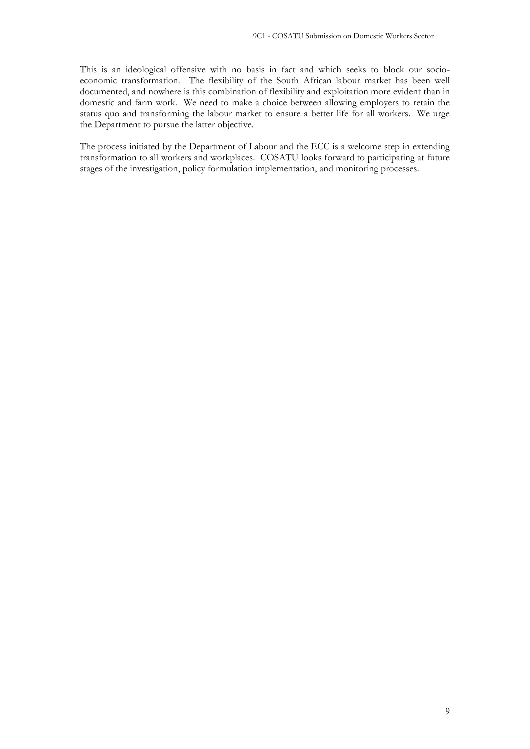This is an ideological offensive with no basis in fact and which seeks to block our socio-economic transformation. The flexibility of the South African labour market has been well documented, and nowhere is this combination of flexibility and exploitation more evident than in domestic and farm work. We need to make a choice between allowing employers to retain the status quo and transforming the labour market to ensure a better life for all workers. We urge the Department to pursue the latter objective.

The process initiated by the Department of Labour and the ECC is a welcome step in extending transformation to all workers and workplaces. COSATU looks forward to participating at future stages of the investigation, policy formulation implementation, and monitoring processes.